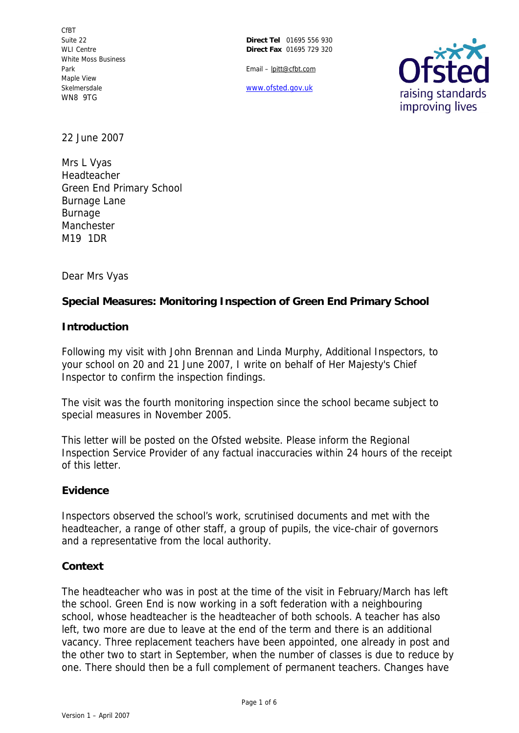CfBT
Suite 22
WLI Centre
White Moss Business Park
Maple View
Skelmersdale
WN8 9TG

**Direct Tel** 01695 556 930
**Direct Fax** 01695 729 320

Email – lpitt@cfbt.com

www.ofsted.gov.uk

22 June 2007

Mrs L Vyas
Headteacher
Green End Primary School
Burnage Lane
Burnage
Manchester
M19 1DR

Dear Mrs Vyas

**Special Measures: Monitoring Inspection of Green End Primary School**

**Introduction**

Following my visit with John Brennan and Linda Murphy, Additional Inspectors, to your school on 20 and 21 June 2007, I write on behalf of Her Majesty's Chief Inspector to confirm the inspection findings.

The visit was the fourth monitoring inspection since the school became subject to special measures in November 2005.

This letter will be posted on the Ofsted website. Please inform the Regional Inspection Service Provider of any factual inaccuracies within 24 hours of the receipt of this letter.

**Evidence**

Inspectors observed the school's work, scrutinised documents and met with the headteacher, a range of other staff, a group of pupils, the vice-chair of governors and a representative from the local authority.

**Context**

The headteacher who was in post at the time of the visit in February/March has left the school. Green End is now working in a soft federation with a neighbouring school, whose headteacher is the headteacher of both schools. A teacher has also left, two more are due to leave at the end of the term and there is an additional vacancy. Three replacement teachers have been appointed, one already in post and the other two to start in September, when the number of classes is due to reduce by one. There should then be a full complement of permanent teachers. Changes have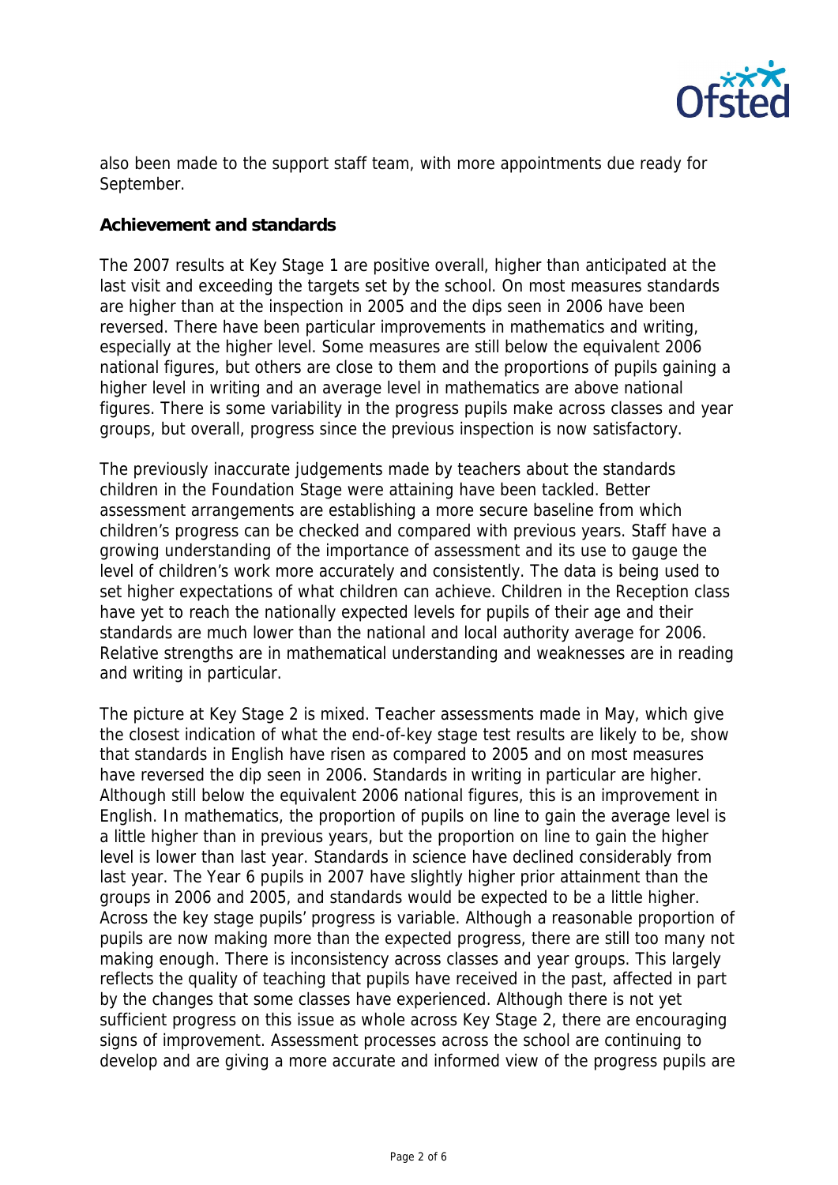also been made to the support staff team, with more appointments due ready for September.

**Achievement and standards**

The 2007 results at Key Stage 1 are positive overall, higher than anticipated at the last visit and exceeding the targets set by the school. On most measures standards are higher than at the inspection in 2005 and the dips seen in 2006 have been reversed. There have been particular improvements in mathematics and writing, especially at the higher level. Some measures are still below the equivalent 2006 national figures, but others are close to them and the proportions of pupils gaining a higher level in writing and an average level in mathematics are above national figures. There is some variability in the progress pupils make across classes and year groups, but overall, progress since the previous inspection is now satisfactory.

The previously inaccurate judgements made by teachers about the standards children in the Foundation Stage were attaining have been tackled. Better assessment arrangements are establishing a more secure baseline from which children's progress can be checked and compared with previous years. Staff have a growing understanding of the importance of assessment and its use to gauge the level of children's work more accurately and consistently. The data is being used to set higher expectations of what children can achieve. Children in the Reception class have yet to reach the nationally expected levels for pupils of their age and their standards are much lower than the national and local authority average for 2006. Relative strengths are in mathematical understanding and weaknesses are in reading and writing in particular.

The picture at Key Stage 2 is mixed. Teacher assessments made in May, which give the closest indication of what the end-of-key stage test results are likely to be, show that standards in English have risen as compared to 2005 and on most measures have reversed the dip seen in 2006. Standards in writing in particular are higher. Although still below the equivalent 2006 national figures, this is an improvement in English. In mathematics, the proportion of pupils on line to gain the average level is a little higher than in previous years, but the proportion on line to gain the higher level is lower than last year. Standards in science have declined considerably from last year. The Year 6 pupils in 2007 have slightly higher prior attainment than the groups in 2006 and 2005, and standards would be expected to be a little higher. Across the key stage pupils' progress is variable. Although a reasonable proportion of pupils are now making more than the expected progress, there are still too many not making enough. There is inconsistency across classes and year groups. This largely reflects the quality of teaching that pupils have received in the past, affected in part by the changes that some classes have experienced. Although there is not yet sufficient progress on this issue as whole across Key Stage 2, there are encouraging signs of improvement. Assessment processes across the school are continuing to develop and are giving a more accurate and informed view of the progress pupils are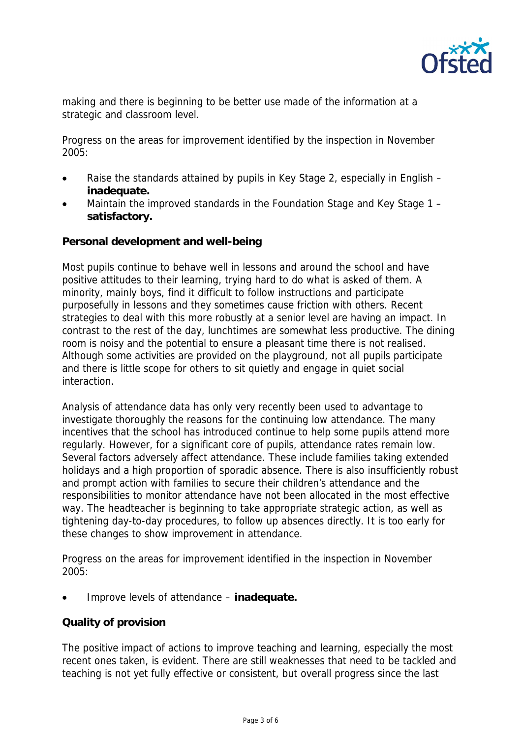making and there is beginning to be better use made of the information at a strategic and classroom level.

Progress on the areas for improvement identified by the inspection in November 2005:

- Raise the standards attained by pupils in Key Stage 2, especially in English – **inadequate.**
- Maintain the improved standards in the Foundation Stage and Key Stage 1 – **satisfactory.**

**Personal development and well-being**

Most pupils continue to behave well in lessons and around the school and have positive attitudes to their learning, trying hard to do what is asked of them. A minority, mainly boys, find it difficult to follow instructions and participate purposefully in lessons and they sometimes cause friction with others. Recent strategies to deal with this more robustly at a senior level are having an impact. In contrast to the rest of the day, lunchtimes are somewhat less productive. The dining room is noisy and the potential to ensure a pleasant time there is not realised. Although some activities are provided on the playground, not all pupils participate and there is little scope for others to sit quietly and engage in quiet social interaction.

Analysis of attendance data has only very recently been used to advantage to investigate thoroughly the reasons for the continuing low attendance. The many incentives that the school has introduced continue to help some pupils attend more regularly. However, for a significant core of pupils, attendance rates remain low. Several factors adversely affect attendance. These include families taking extended holidays and a high proportion of sporadic absence. There is also insufficiently robust and prompt action with families to secure their children's attendance and the responsibilities to monitor attendance have not been allocated in the most effective way. The headteacher is beginning to take appropriate strategic action, as well as tightening day-to-day procedures, to follow up absences directly. It is too early for these changes to show improvement in attendance.

Progress on the areas for improvement identified in the inspection in November 2005:

- Improve levels of attendance – **inadequate.**

**Quality of provision**

The positive impact of actions to improve teaching and learning, especially the most recent ones taken, is evident. There are still weaknesses that need to be tackled and teaching is not yet fully effective or consistent, but overall progress since the last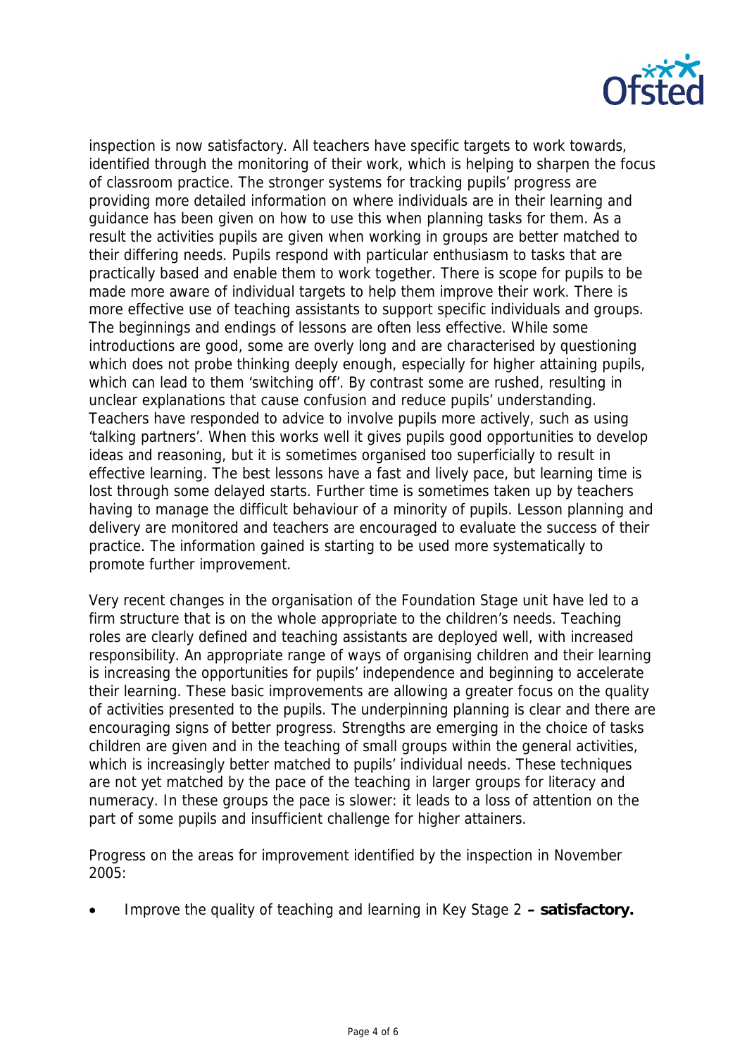inspection is now satisfactory. All teachers have specific targets to work towards, identified through the monitoring of their work, which is helping to sharpen the focus of classroom practice. The stronger systems for tracking pupils' progress are providing more detailed information on where individuals are in their learning and guidance has been given on how to use this when planning tasks for them. As a result the activities pupils are given when working in groups are better matched to their differing needs. Pupils respond with particular enthusiasm to tasks that are practically based and enable them to work together. There is scope for pupils to be made more aware of individual targets to help them improve their work. There is more effective use of teaching assistants to support specific individuals and groups. The beginnings and endings of lessons are often less effective. While some introductions are good, some are overly long and are characterised by questioning which does not probe thinking deeply enough, especially for higher attaining pupils, which can lead to them 'switching off'. By contrast some are rushed, resulting in unclear explanations that cause confusion and reduce pupils' understanding. Teachers have responded to advice to involve pupils more actively, such as using 'talking partners'. When this works well it gives pupils good opportunities to develop ideas and reasoning, but it is sometimes organised too superficially to result in effective learning. The best lessons have a fast and lively pace, but learning time is lost through some delayed starts. Further time is sometimes taken up by teachers having to manage the difficult behaviour of a minority of pupils. Lesson planning and delivery are monitored and teachers are encouraged to evaluate the success of their practice. The information gained is starting to be used more systematically to promote further improvement.

Very recent changes in the organisation of the Foundation Stage unit have led to a firm structure that is on the whole appropriate to the children's needs. Teaching roles are clearly defined and teaching assistants are deployed well, with increased responsibility. An appropriate range of ways of organising children and their learning is increasing the opportunities for pupils' independence and beginning to accelerate their learning. These basic improvements are allowing a greater focus on the quality of activities presented to the pupils. The underpinning planning is clear and there are encouraging signs of better progress. Strengths are emerging in the choice of tasks children are given and in the teaching of small groups within the general activities, which is increasingly better matched to pupils' individual needs. These techniques are not yet matched by the pace of the teaching in larger groups for literacy and numeracy. In these groups the pace is slower: it leads to a loss of attention on the part of some pupils and insufficient challenge for higher attainers.

Progress on the areas for improvement identified by the inspection in November 2005:

- Improve the quality of teaching and learning in Key Stage 2 **– satisfactory.**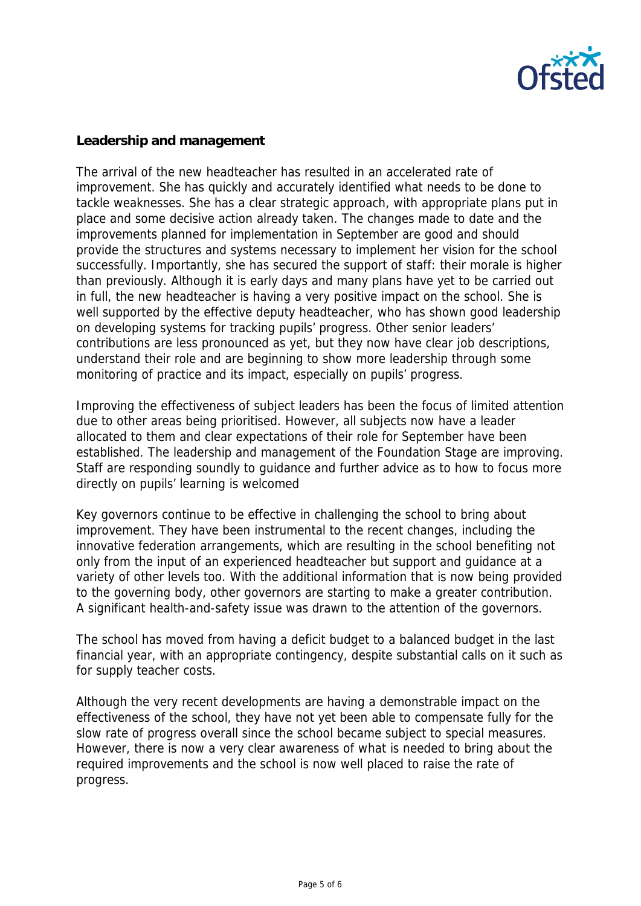**Leadership and management**

The arrival of the new headteacher has resulted in an accelerated rate of improvement. She has quickly and accurately identified what needs to be done to tackle weaknesses. She has a clear strategic approach, with appropriate plans put in place and some decisive action already taken. The changes made to date and the improvements planned for implementation in September are good and should provide the structures and systems necessary to implement her vision for the school successfully. Importantly, she has secured the support of staff: their morale is higher than previously. Although it is early days and many plans have yet to be carried out in full, the new headteacher is having a very positive impact on the school. She is well supported by the effective deputy headteacher, who has shown good leadership on developing systems for tracking pupils' progress. Other senior leaders' contributions are less pronounced as yet, but they now have clear job descriptions, understand their role and are beginning to show more leadership through some monitoring of practice and its impact, especially on pupils' progress.

Improving the effectiveness of subject leaders has been the focus of limited attention due to other areas being prioritised. However, all subjects now have a leader allocated to them and clear expectations of their role for September have been established. The leadership and management of the Foundation Stage are improving. Staff are responding soundly to guidance and further advice as to how to focus more directly on pupils' learning is welcomed

Key governors continue to be effective in challenging the school to bring about improvement. They have been instrumental to the recent changes, including the innovative federation arrangements, which are resulting in the school benefiting not only from the input of an experienced headteacher but support and guidance at a variety of other levels too. With the additional information that is now being provided to the governing body, other governors are starting to make a greater contribution. A significant health-and-safety issue was drawn to the attention of the governors.

The school has moved from having a deficit budget to a balanced budget in the last financial year, with an appropriate contingency, despite substantial calls on it such as for supply teacher costs.

Although the very recent developments are having a demonstrable impact on the effectiveness of the school, they have not yet been able to compensate fully for the slow rate of progress overall since the school became subject to special measures. However, there is now a very clear awareness of what is needed to bring about the required improvements and the school is now well placed to raise the rate of progress.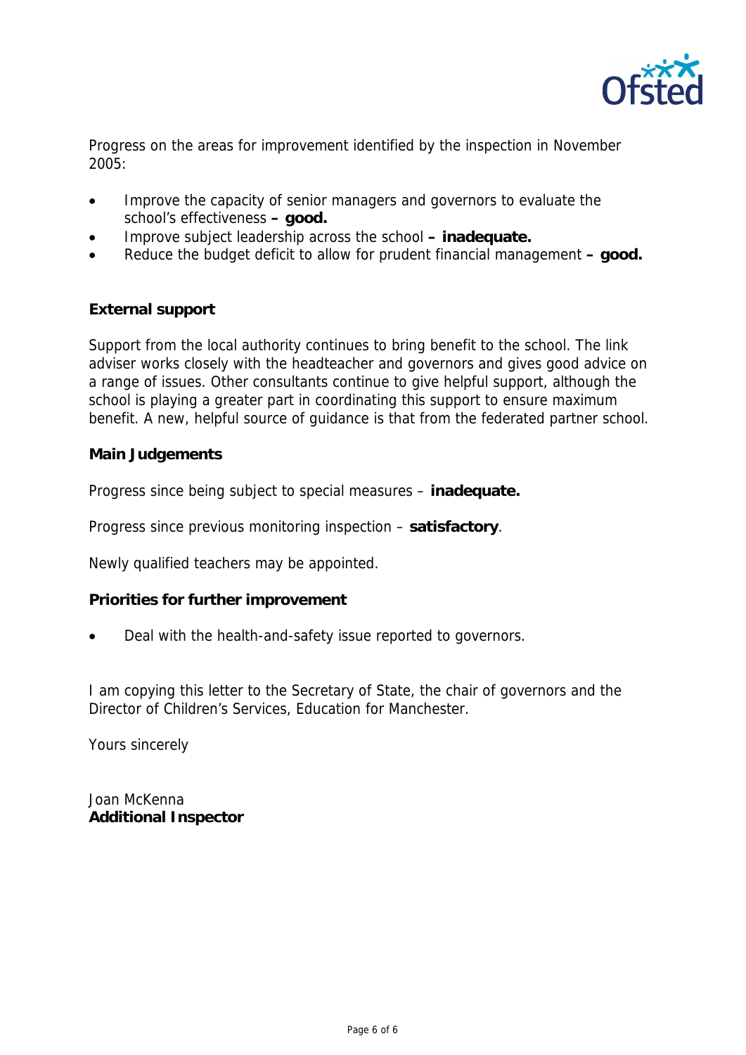Progress on the areas for improvement identified by the inspection in November 2005:

- Improve the capacity of senior managers and governors to evaluate the school's effectiveness **– good.**
- Improve subject leadership across the school **– inadequate.**
- Reduce the budget deficit to allow for prudent financial management **– good.**

**External support**

Support from the local authority continues to bring benefit to the school. The link adviser works closely with the headteacher and governors and gives good advice on a range of issues. Other consultants continue to give helpful support, although the school is playing a greater part in coordinating this support to ensure maximum benefit. A new, helpful source of guidance is that from the federated partner school.

**Main Judgements**

Progress since being subject to special measures – **inadequate.**

Progress since previous monitoring inspection – **satisfactory**.

Newly qualified teachers may be appointed.

**Priorities for further improvement**

- Deal with the health-and-safety issue reported to governors.

I am copying this letter to the Secretary of State, the chair of governors and the Director of Children's Services, Education for Manchester.

Yours sincerely

Joan McKenna
**Additional Inspector**